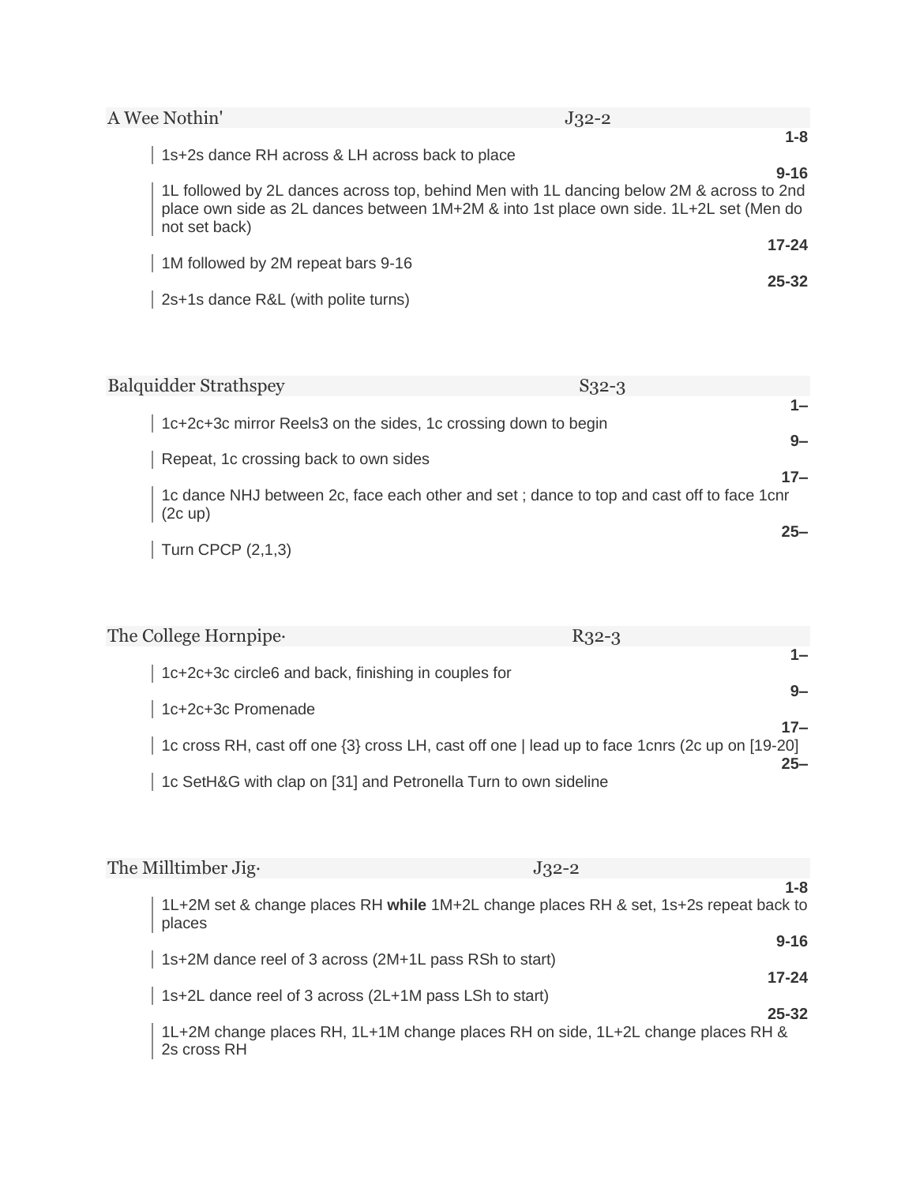## A Wee Nothin' J32-2

**1-8**
1s+2s dance RH across & LH across back to place

**9-16**
1L followed by 2L dances across top, behind Men with 1L dancing below 2M & across to 2nd place own side as 2L dances between 1M+2M & into 1st place own side. 1L+2L set (Men do not set back)

**17-24**
1M followed by 2M repeat bars 9-16

**25-32**
2s+1s dance R&L (with polite turns)

## Balquidder Strathspey S32-3

**1–**
1c+2c+3c mirror Reels3 on the sides, 1c crossing down to begin

**9–**
Repeat, 1c crossing back to own sides

**17–**
1c dance NHJ between 2c, face each other and set ; dance to top and cast off to face 1cnr (2c up)

**25–**
Turn CPCP (2,1,3)

## The College Hornpipe· R32-3

**1–**
1c+2c+3c circle6 and back, finishing in couples for

**9–**
1c+2c+3c Promenade

**17–**
1c cross RH, cast off one {3} cross LH, cast off one | lead up to face 1cnrs (2c up on [19-20]

**25–**
1c SetH&G with clap on [31] and Petronella Turn to own sideline

## The Milltimber Jig· J32-2

**1-8**
1L+2M set & change places RH **while** 1M+2L change places RH & set, 1s+2s repeat back to places

**9-16**
1s+2M dance reel of 3 across (2M+1L pass RSh to start)

**17-24**
1s+2L dance reel of 3 across (2L+1M pass LSh to start)

**25-32**
1L+2M change places RH, 1L+1M change places RH on side, 1L+2L change places RH & 2s cross RH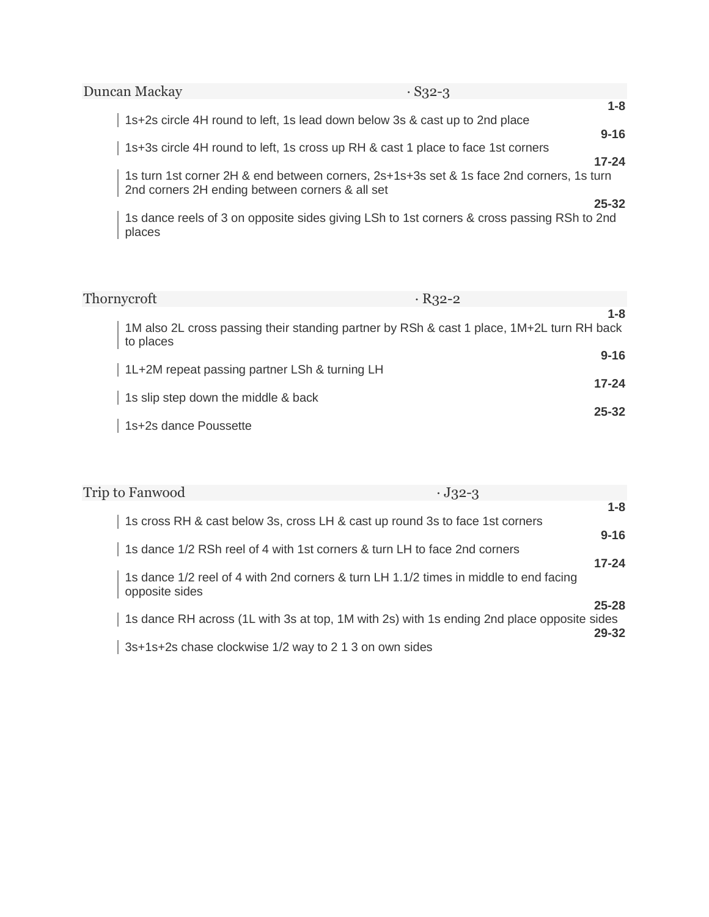## Duncan Mackay · S32-3

**1-8**

1s+2s circle 4H round to left, 1s lead down below 3s & cast up to 2nd place

**9-16**

1s+3s circle 4H round to left, 1s cross up RH & cast 1 place to face 1st corners

**17-24**

1s turn 1st corner 2H & end between corners, 2s+1s+3s set & 1s face 2nd corners, 1s turn 2nd corners 2H ending between corners & all set

**25-32**

1s dance reels of 3 on opposite sides giving LSh to 1st corners & cross passing RSh to 2nd places

## Thornycroft · R32-2

**1-8**

1M also 2L cross passing their standing partner by RSh & cast 1 place, 1M+2L turn RH back to places

**9-16**

1L+2M repeat passing partner LSh & turning LH

**17-24**

1s slip step down the middle & back

**25-32**

1s+2s dance Poussette

## Trip to Fanwood · J32-3

**1-8**

1s cross RH & cast below 3s, cross LH & cast up round 3s to face 1st corners

**9-16**

1s dance 1/2 RSh reel of 4 with 1st corners & turn LH to face 2nd corners

**17-24**

1s dance 1/2 reel of 4 with 2nd corners & turn LH 1.1/2 times in middle to end facing opposite sides

**25-28**

1s dance RH across (1L with 3s at top, 1M with 2s) with 1s ending 2nd place opposite sides

**29-32**

3s+1s+2s chase clockwise 1/2 way to 2 1 3 on own sides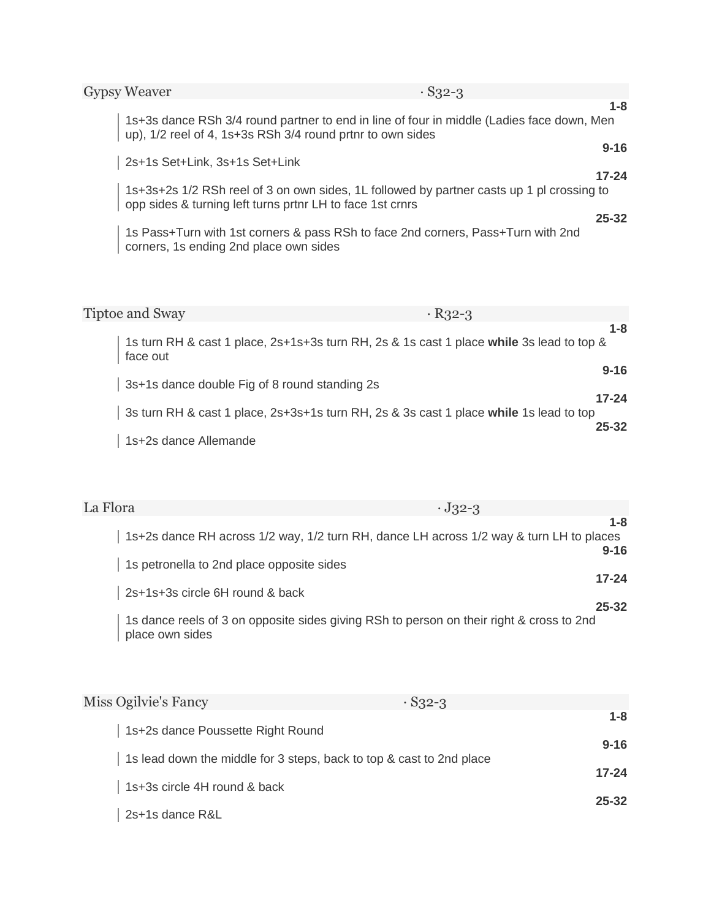## Gypsy Weaver · S32-3

**1-8**
1s+3s dance RSh 3/4 round partner to end in line of four in middle (Ladies face down, Men up), 1/2 reel of 4, 1s+3s RSh 3/4 round prtnr to own sides

**9-16**
2s+1s Set+Link, 3s+1s Set+Link

**17-24**
1s+3s+2s 1/2 RSh reel of 3 on own sides, 1L followed by partner casts up 1 pl crossing to opp sides & turning left turns prtnr LH to face 1st crnrs

**25-32**
1s Pass+Turn with 1st corners & pass RSh to face 2nd corners, Pass+Turn with 2nd corners, 1s ending 2nd place own sides

## Tiptoe and Sway · R32-3

**1-8**
1s turn RH & cast 1 place, 2s+1s+3s turn RH, 2s & 1s cast 1 place **while** 3s lead to top & face out

**9-16**
3s+1s dance double Fig of 8 round standing 2s

**17-24**
3s turn RH & cast 1 place, 2s+3s+1s turn RH, 2s & 3s cast 1 place **while** 1s lead to top

**25-32**
1s+2s dance Allemande

## La Flora · J32-3

**1-8**
1s+2s dance RH across 1/2 way, 1/2 turn RH, dance LH across 1/2 way & turn LH to places

**9-16**
1s petronella to 2nd place opposite sides

**17-24**
2s+1s+3s circle 6H round & back

**25-32**
1s dance reels of 3 on opposite sides giving RSh to person on their right & cross to 2nd place own sides

## Miss Ogilvie's Fancy · S32-3

**1-8**
1s+2s dance Poussette Right Round

**9-16**
1s lead down the middle for 3 steps, back to top & cast to 2nd place

**17-24**
1s+3s circle 4H round & back

**25-32**
2s+1s dance R&L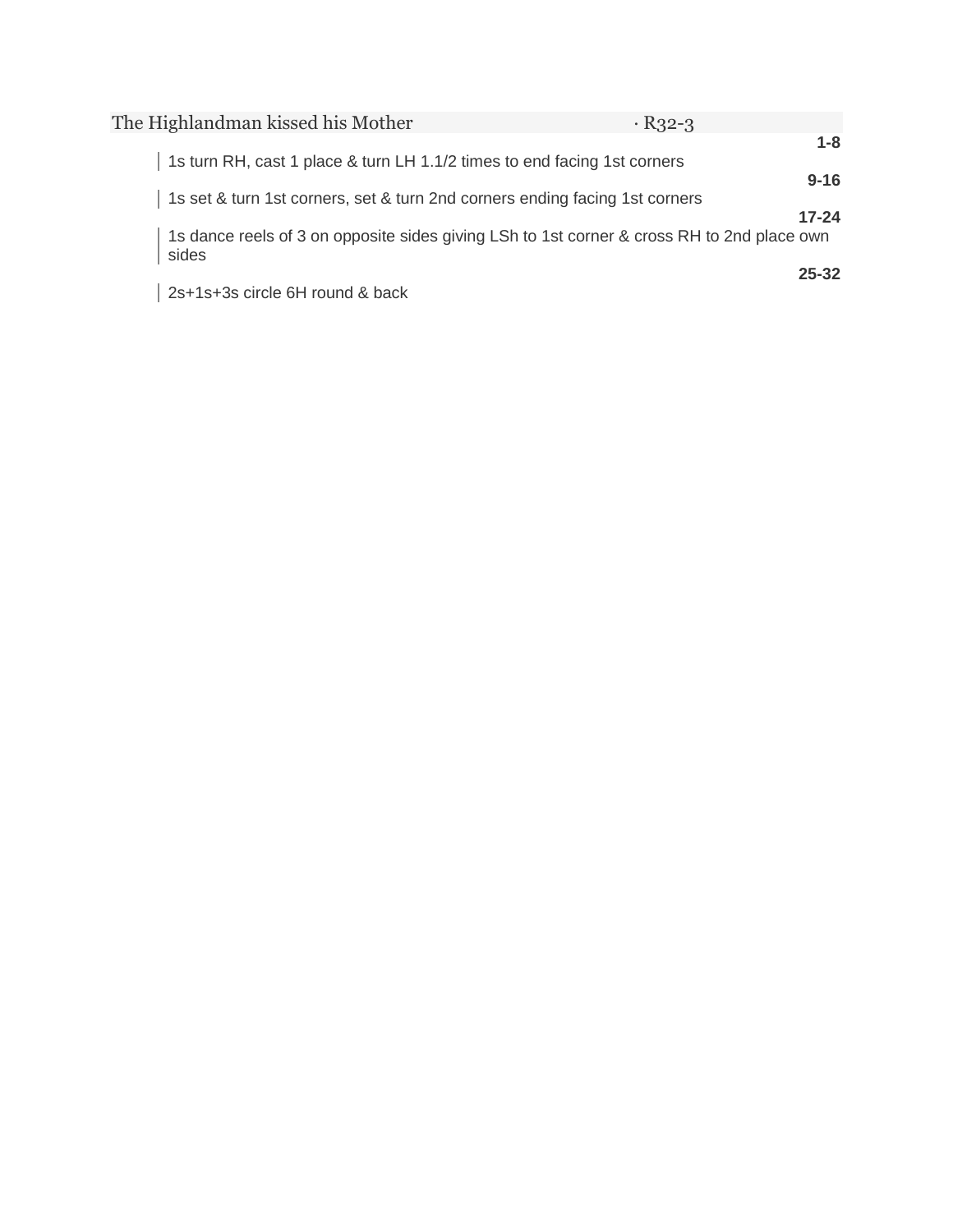## The Highlandman kissed his Mother · R32-3

**1-8**

1s turn RH, cast 1 place & turn LH 1.1/2 times to end facing 1st corners

**9-16**

1s set & turn 1st corners, set & turn 2nd corners ending facing 1st corners

**17-24**

1s dance reels of 3 on opposite sides giving LSh to 1st corner & cross RH to 2nd place own sides

**25-32**

2s+1s+3s circle 6H round & back